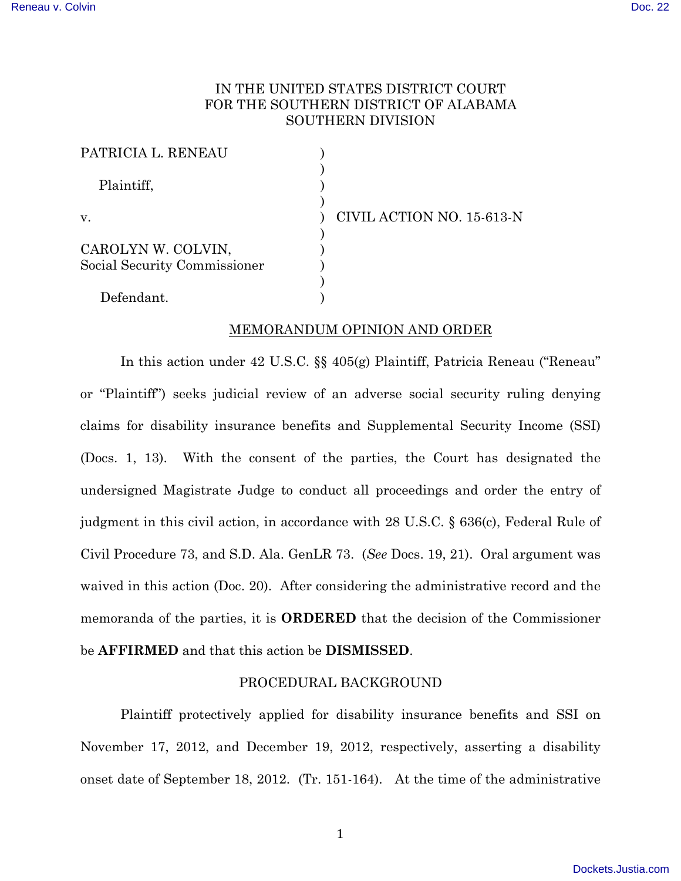IN THE UNITED STATES DISTRICT COURT
FOR THE SOUTHERN DISTRICT OF ALABAMA
SOUTHERN DIVISION

| | | |
|---|---|---|
| PATRICIA L. RENEAU | ) | |
| Plaintiff, | ) | |
| v. | ) | CIVIL ACTION NO. 15-613-N |
| CAROLYN W. COLVIN, Social Security Commissioner | ) | |
| Defendant. | ) | |

MEMORANDUM OPINION AND ORDER

In this action under 42 U.S.C. §§ 405(g) Plaintiff, Patricia Reneau ("Reneau" or "Plaintiff") seeks judicial review of an adverse social security ruling denying claims for disability insurance benefits and Supplemental Security Income (SSI) (Docs. 1, 13). With the consent of the parties, the Court has designated the undersigned Magistrate Judge to conduct all proceedings and order the entry of judgment in this civil action, in accordance with 28 U.S.C. § 636(c), Federal Rule of Civil Procedure 73, and S.D. Ala. GenLR 73. (*See* Docs. 19, 21). Oral argument was waived in this action (Doc. 20). After considering the administrative record and the memoranda of the parties, it is **ORDERED** that the decision of the Commissioner be **AFFIRMED** and that this action be **DISMISSED**.

PROCEDURAL BACKGROUND

Plaintiff protectively applied for disability insurance benefits and SSI on November 17, 2012, and December 19, 2012, respectively, asserting a disability onset date of September 18, 2012. (Tr. 151-164). At the time of the administrative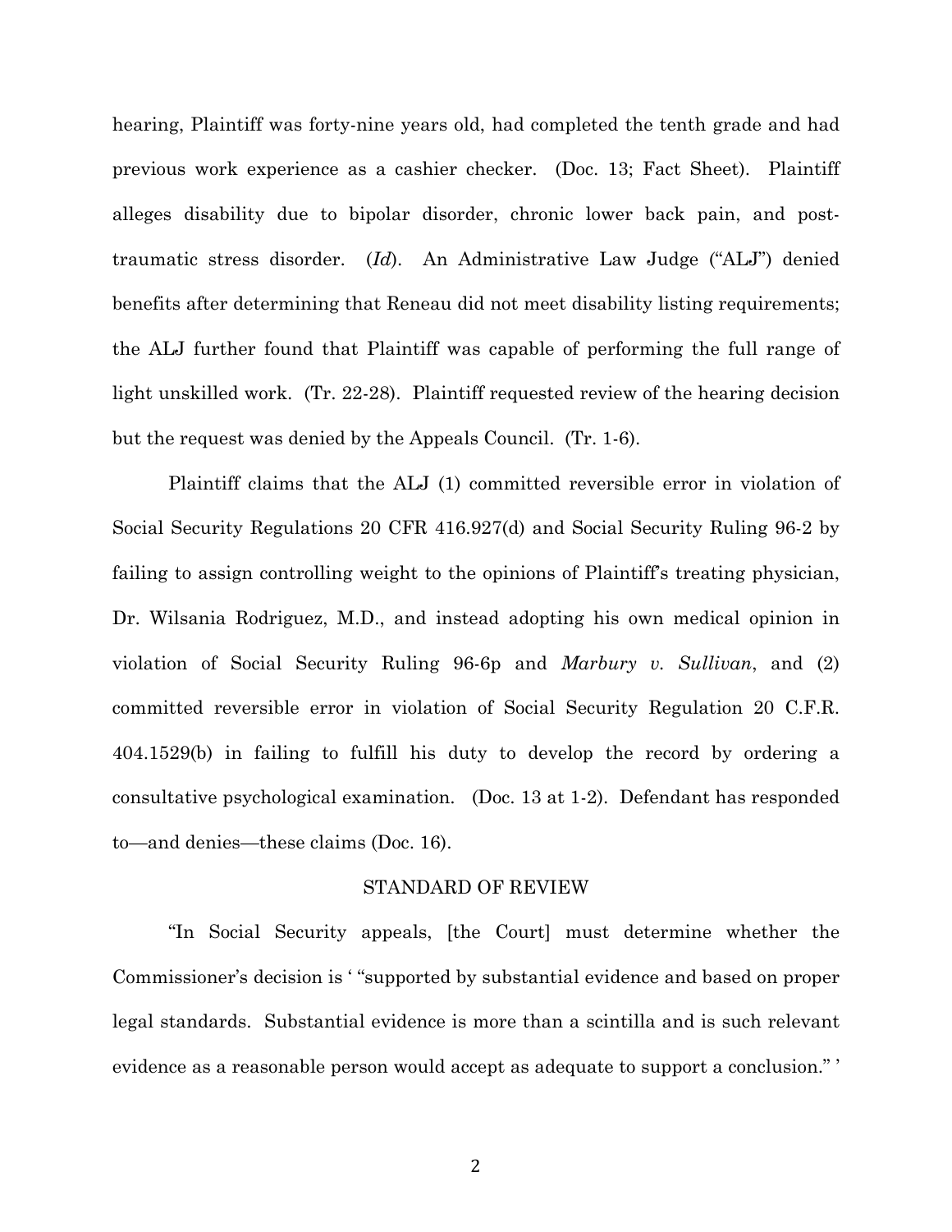hearing, Plaintiff was forty-nine years old, had completed the tenth grade and had previous work experience as a cashier checker. (Doc. 13; Fact Sheet). Plaintiff alleges disability due to bipolar disorder, chronic lower back pain, and post-traumatic stress disorder. (*Id*). An Administrative Law Judge ("ALJ") denied benefits after determining that Reneau did not meet disability listing requirements; the ALJ further found that Plaintiff was capable of performing the full range of light unskilled work. (Tr. 22-28). Plaintiff requested review of the hearing decision but the request was denied by the Appeals Council. (Tr. 1-6).

Plaintiff claims that the ALJ (1) committed reversible error in violation of Social Security Regulations 20 CFR 416.927(d) and Social Security Ruling 96-2 by failing to assign controlling weight to the opinions of Plaintiff's treating physician, Dr. Wilsania Rodriguez, M.D., and instead adopting his own medical opinion in violation of Social Security Ruling 96-6p and *Marbury v. Sullivan*, and (2) committed reversible error in violation of Social Security Regulation 20 C.F.R. 404.1529(b) in failing to fulfill his duty to develop the record by ordering a consultative psychological examination. (Doc. 13 at 1-2). Defendant has responded to—and denies—these claims (Doc. 16).

## STANDARD OF REVIEW

"In Social Security appeals, [the Court] must determine whether the Commissioner's decision is ' "supported by substantial evidence and based on proper legal standards. Substantial evidence is more than a scintilla and is such relevant evidence as a reasonable person would accept as adequate to support a conclusion." '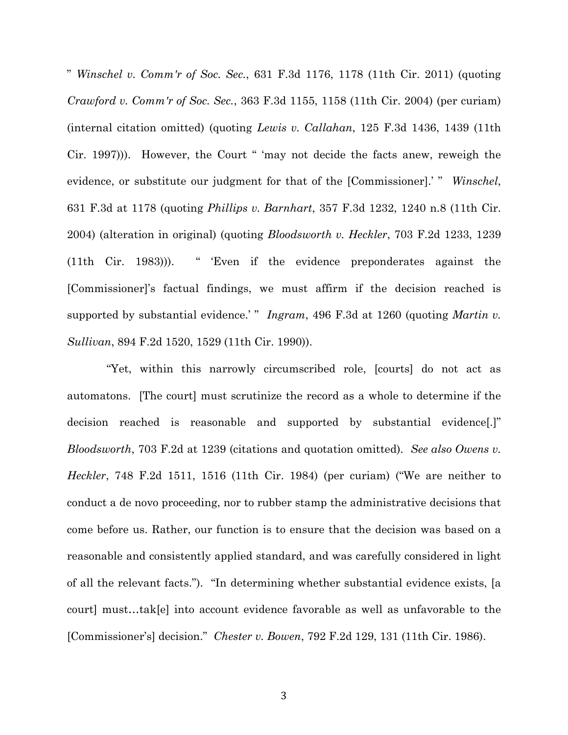" *Winschel v. Comm'r of Soc. Sec.*, 631 F.3d 1176, 1178 (11th Cir. 2011) (quoting *Crawford v. Comm'r of Soc. Sec.*, 363 F.3d 1155, 1158 (11th Cir. 2004) (per curiam) (internal citation omitted) (quoting *Lewis v. Callahan*, 125 F.3d 1436, 1439 (11th Cir. 1997))). However, the Court " 'may not decide the facts anew, reweigh the evidence, or substitute our judgment for that of the [Commissioner].' " *Winschel*, 631 F.3d at 1178 (quoting *Phillips v. Barnhart*, 357 F.3d 1232, 1240 n.8 (11th Cir. 2004) (alteration in original) (quoting *Bloodsworth v. Heckler*, 703 F.2d 1233, 1239 (11th Cir. 1983))). " 'Even if the evidence preponderates against the [Commissioner]'s factual findings, we must affirm if the decision reached is supported by substantial evidence.' " *Ingram*, 496 F.3d at 1260 (quoting *Martin v. Sullivan*, 894 F.2d 1520, 1529 (11th Cir. 1990)).

"Yet, within this narrowly circumscribed role, [courts] do not act as automatons. [The court] must scrutinize the record as a whole to determine if the decision reached is reasonable and supported by substantial evidence[.]" *Bloodsworth*, 703 F.2d at 1239 (citations and quotation omitted). *See also Owens v. Heckler*, 748 F.2d 1511, 1516 (11th Cir. 1984) (per curiam) ("We are neither to conduct a de novo proceeding, nor to rubber stamp the administrative decisions that come before us. Rather, our function is to ensure that the decision was based on a reasonable and consistently applied standard, and was carefully considered in light of all the relevant facts."). "In determining whether substantial evidence exists, [a court] must…tak[e] into account evidence favorable as well as unfavorable to the [Commissioner's] decision." *Chester v. Bowen*, 792 F.2d 129, 131 (11th Cir. 1986).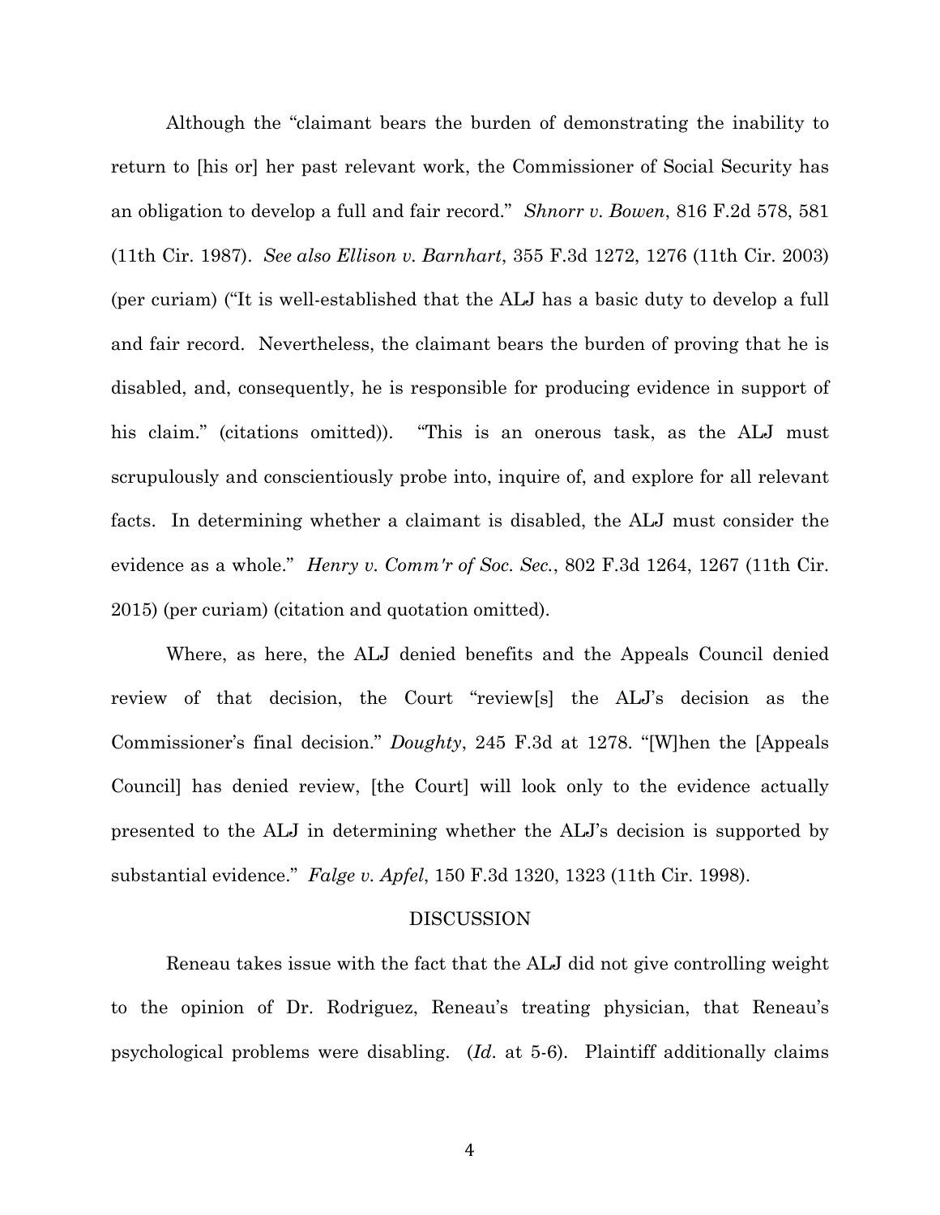Although the "claimant bears the burden of demonstrating the inability to return to [his or] her past relevant work, the Commissioner of Social Security has an obligation to develop a full and fair record." *Shnorr v. Bowen*, 816 F.2d 578, 581 (11th Cir. 1987). *See also Ellison v. Barnhart*, 355 F.3d 1272, 1276 (11th Cir. 2003) (per curiam) ("It is well-established that the ALJ has a basic duty to develop a full and fair record. Nevertheless, the claimant bears the burden of proving that he is disabled, and, consequently, he is responsible for producing evidence in support of his claim." (citations omitted)). "This is an onerous task, as the ALJ must scrupulously and conscientiously probe into, inquire of, and explore for all relevant facts. In determining whether a claimant is disabled, the ALJ must consider the evidence as a whole." *Henry v. Comm'r of Soc. Sec.*, 802 F.3d 1264, 1267 (11th Cir. 2015) (per curiam) (citation and quotation omitted).

Where, as here, the ALJ denied benefits and the Appeals Council denied review of that decision, the Court "review[s] the ALJ's decision as the Commissioner's final decision." *Doughty*, 245 F.3d at 1278. "[W]hen the [Appeals Council] has denied review, [the Court] will look only to the evidence actually presented to the ALJ in determining whether the ALJ's decision is supported by substantial evidence." *Falge v. Apfel*, 150 F.3d 1320, 1323 (11th Cir. 1998).

## DISCUSSION

Reneau takes issue with the fact that the ALJ did not give controlling weight to the opinion of Dr. Rodriguez, Reneau's treating physician, that Reneau's psychological problems were disabling. (*Id*. at 5-6). Plaintiff additionally claims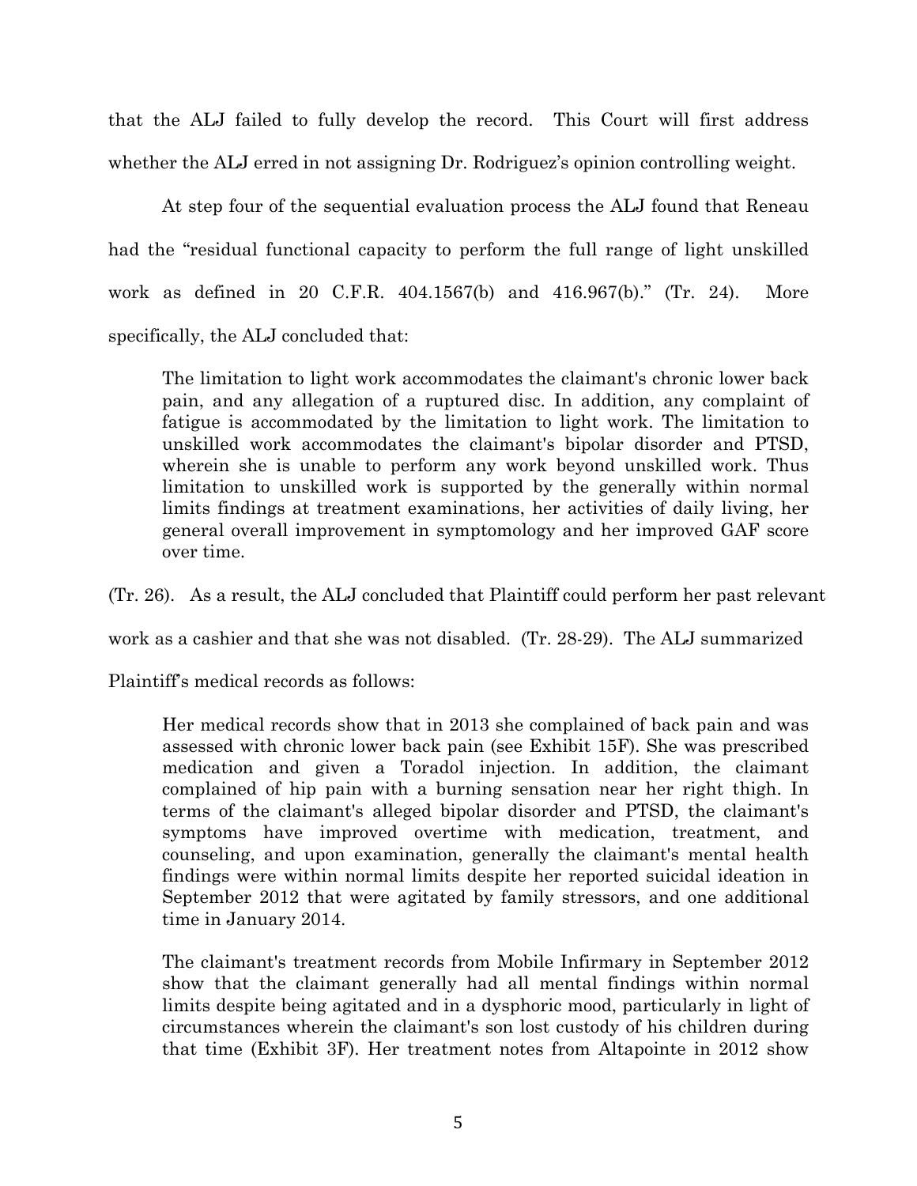that the ALJ failed to fully develop the record. This Court will first address whether the ALJ erred in not assigning Dr. Rodriguez's opinion controlling weight.

At step four of the sequential evaluation process the ALJ found that Reneau had the "residual functional capacity to perform the full range of light unskilled work as defined in 20 C.F.R. 404.1567(b) and 416.967(b)." (Tr. 24). More specifically, the ALJ concluded that:

> The limitation to light work accommodates the claimant's chronic lower back pain, and any allegation of a ruptured disc. In addition, any complaint of fatigue is accommodated by the limitation to light work. The limitation to unskilled work accommodates the claimant's bipolar disorder and PTSD, wherein she is unable to perform any work beyond unskilled work. Thus limitation to unskilled work is supported by the generally within normal limits findings at treatment examinations, her activities of daily living, her general overall improvement in symptomology and her improved GAF score over time.

(Tr. 26). As a result, the ALJ concluded that Plaintiff could perform her past relevant work as a cashier and that she was not disabled. (Tr. 28-29). The ALJ summarized Plaintiff's medical records as follows:

> Her medical records show that in 2013 she complained of back pain and was assessed with chronic lower back pain (see Exhibit 15F). She was prescribed medication and given a Toradol injection. In addition, the claimant complained of hip pain with a burning sensation near her right thigh. In terms of the claimant's alleged bipolar disorder and PTSD, the claimant's symptoms have improved overtime with medication, treatment, and counseling, and upon examination, generally the claimant's mental health findings were within normal limits despite her reported suicidal ideation in September 2012 that were agitated by family stressors, and one additional time in January 2014.
>
> The claimant's treatment records from Mobile Infirmary in September 2012 show that the claimant generally had all mental findings within normal limits despite being agitated and in a dysphoric mood, particularly in light of circumstances wherein the claimant's son lost custody of his children during that time (Exhibit 3F). Her treatment notes from Altapointe in 2012 show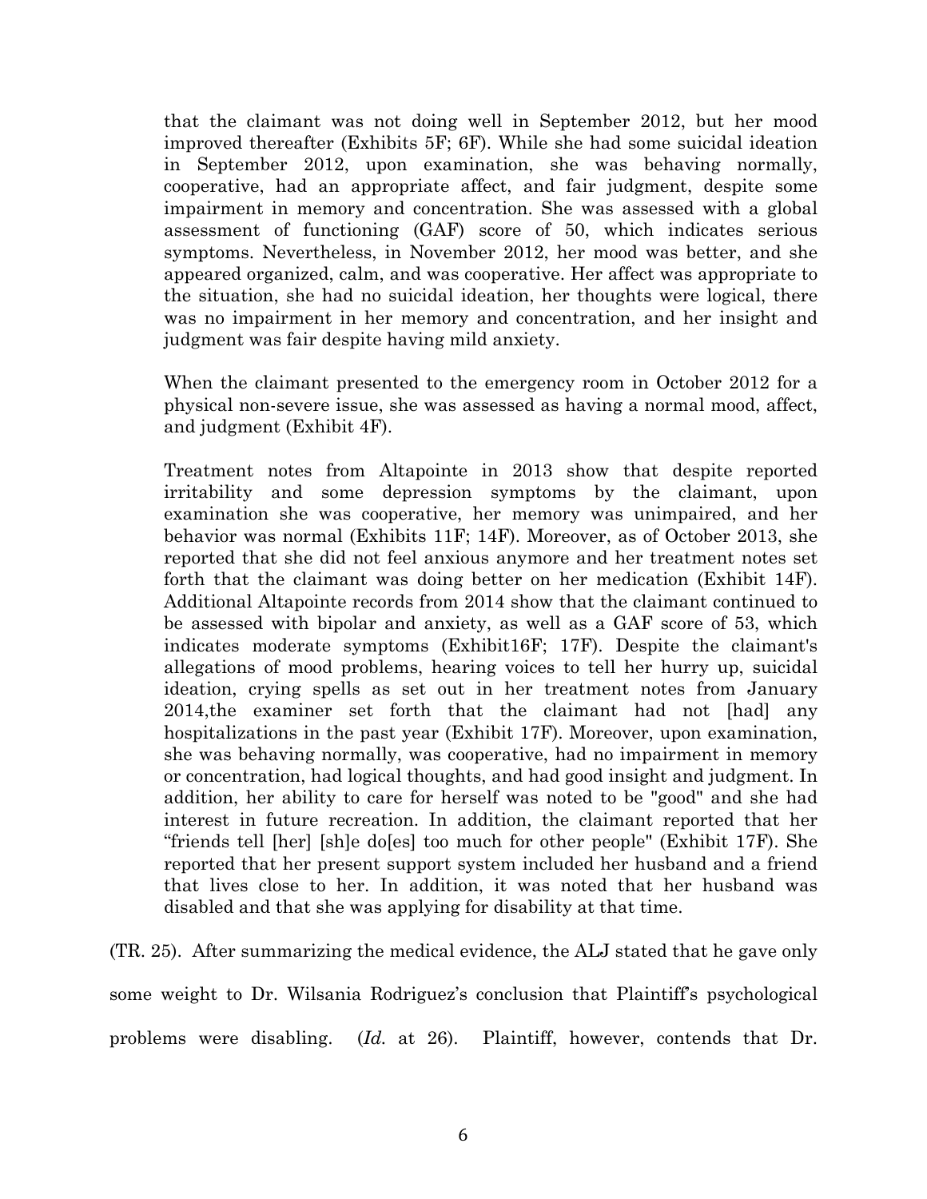> that the claimant was not doing well in September 2012, but her mood improved thereafter (Exhibits 5F; 6F). While she had some suicidal ideation in September 2012, upon examination, she was behaving normally, cooperative, had an appropriate affect, and fair judgment, despite some impairment in memory and concentration. She was assessed with a global assessment of functioning (GAF) score of 50, which indicates serious symptoms. Nevertheless, in November 2012, her mood was better, and she appeared organized, calm, and was cooperative. Her affect was appropriate to the situation, she had no suicidal ideation, her thoughts were logical, there was no impairment in her memory and concentration, and her insight and judgment was fair despite having mild anxiety.
>
> When the claimant presented to the emergency room in October 2012 for a physical non-severe issue, she was assessed as having a normal mood, affect, and judgment (Exhibit 4F).
>
> Treatment notes from Altapointe in 2013 show that despite reported irritability and some depression symptoms by the claimant, upon examination she was cooperative, her memory was unimpaired, and her behavior was normal (Exhibits 11F; 14F). Moreover, as of October 2013, she reported that she did not feel anxious anymore and her treatment notes set forth that the claimant was doing better on her medication (Exhibit 14F). Additional Altapointe records from 2014 show that the claimant continued to be assessed with bipolar and anxiety, as well as a GAF score of 53, which indicates moderate symptoms (Exhibit16F; 17F). Despite the claimant's allegations of mood problems, hearing voices to tell her hurry up, suicidal ideation, crying spells as set out in her treatment notes from January 2014,the examiner set forth that the claimant had not [had] any hospitalizations in the past year (Exhibit 17F). Moreover, upon examination, she was behaving normally, was cooperative, had no impairment in memory or concentration, had logical thoughts, and had good insight and judgment. In addition, her ability to care for herself was noted to be "good" and she had interest in future recreation. In addition, the claimant reported that her "friends tell [her] [sh]e do[es] too much for other people" (Exhibit 17F). She reported that her present support system included her husband and a friend that lives close to her. In addition, it was noted that her husband was disabled and that she was applying for disability at that time.

(TR. 25). After summarizing the medical evidence, the ALJ stated that he gave only some weight to Dr. Wilsania Rodriguez's conclusion that Plaintiff's psychological problems were disabling. (*Id.* at 26). Plaintiff, however, contends that Dr.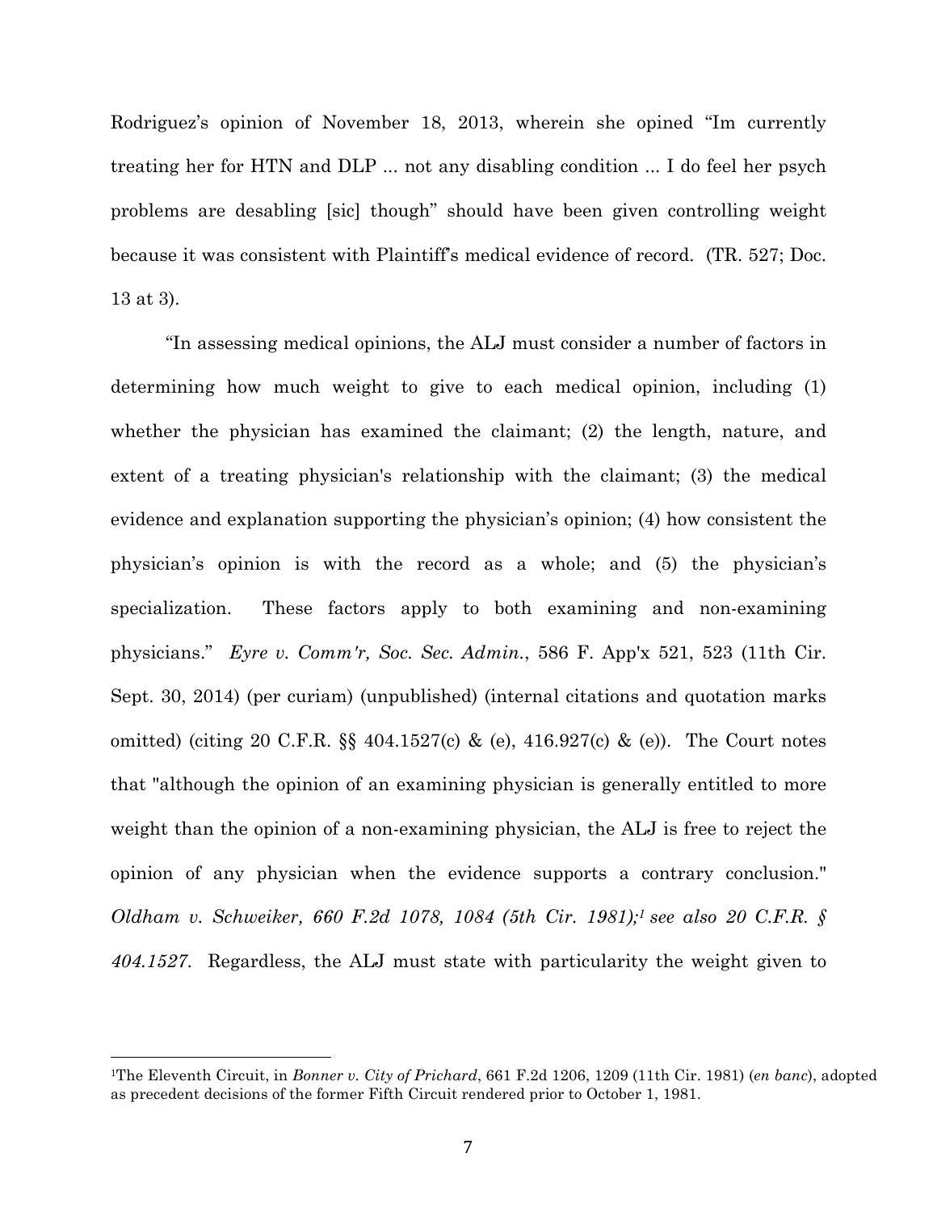Rodriguez's opinion of November 18, 2013, wherein she opined "Im currently treating her for HTN and DLP ... not any disabling condition ... I do feel her psych problems are desabling [sic] though" should have been given controlling weight because it was consistent with Plaintiff's medical evidence of record. (TR. 527; Doc. 13 at 3).

"In assessing medical opinions, the ALJ must consider a number of factors in determining how much weight to give to each medical opinion, including (1) whether the physician has examined the claimant; (2) the length, nature, and extent of a treating physician's relationship with the claimant; (3) the medical evidence and explanation supporting the physician's opinion; (4) how consistent the physician's opinion is with the record as a whole; and (5) the physician's specialization. These factors apply to both examining and non-examining physicians." *Eyre v. Comm'r, Soc. Sec. Admin.*, 586 F. App'x 521, 523 (11th Cir. Sept. 30, 2014) (per curiam) (unpublished) (internal citations and quotation marks omitted) (citing 20 C.F.R. §§ 404.1527(c) & (e), 416.927(c) & (e)). The Court notes that "although the opinion of an examining physician is generally entitled to more weight than the opinion of a non-examining physician, the ALJ is free to reject the opinion of any physician when the evidence supports a contrary conclusion." *Oldham v. Schweiker, 660 F.2d 1078, 1084 (5th Cir. 1981);*[1] *see also 20 C.F.R. § 404.1527*. Regardless, the ALJ must state with particularity the weight given to

[1]The Eleventh Circuit, in *Bonner v. City of Prichard*, 661 F.2d 1206, 1209 (11th Cir. 1981) (*en banc*), adopted as precedent decisions of the former Fifth Circuit rendered prior to October 1, 1981.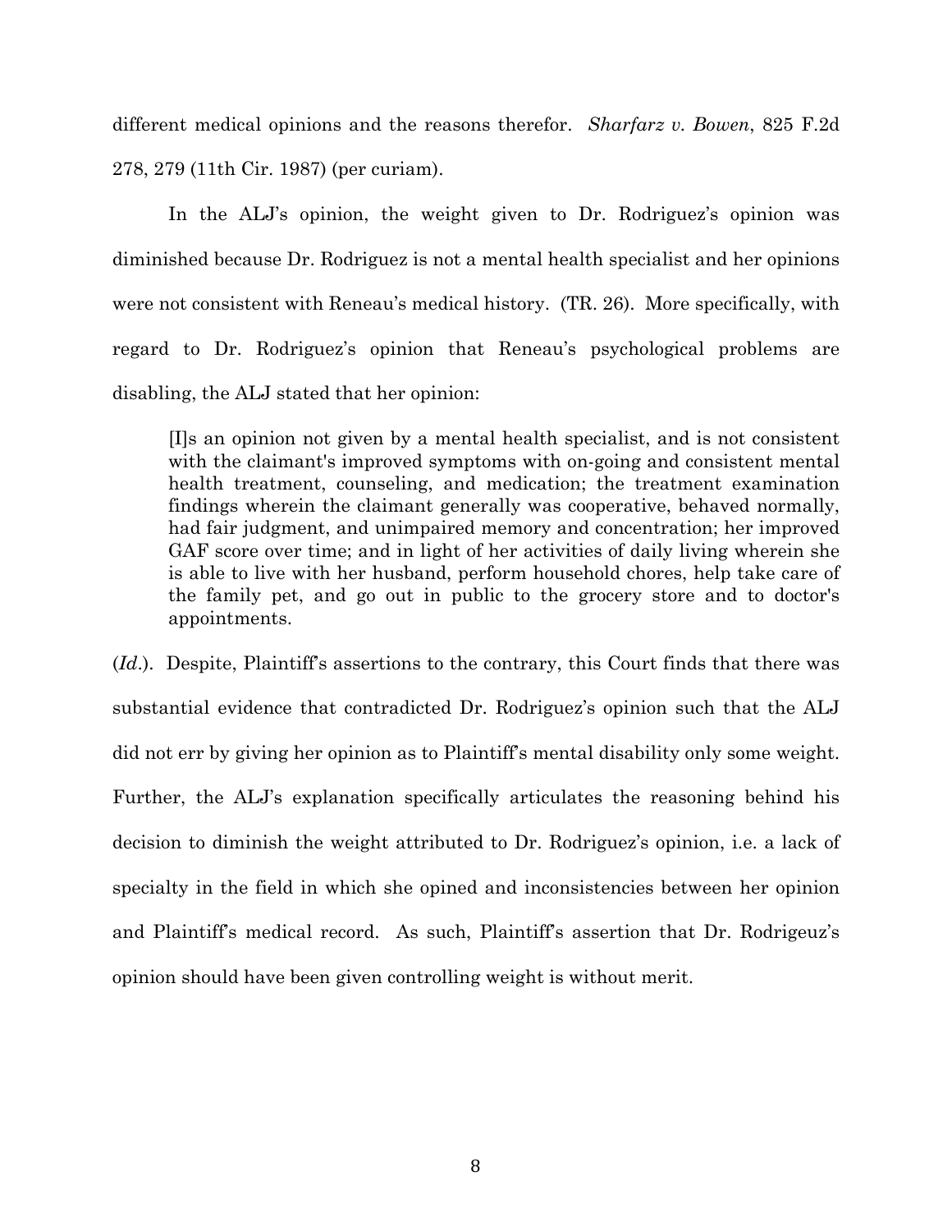different medical opinions and the reasons therefor. *Sharfarz v. Bowen*, 825 F.2d 278, 279 (11th Cir. 1987) (per curiam).

In the ALJ's opinion, the weight given to Dr. Rodriguez's opinion was diminished because Dr. Rodriguez is not a mental health specialist and her opinions were not consistent with Reneau's medical history. (TR. 26). More specifically, with regard to Dr. Rodriguez's opinion that Reneau's psychological problems are disabling, the ALJ stated that her opinion:

> [I]s an opinion not given by a mental health specialist, and is not consistent with the claimant's improved symptoms with on-going and consistent mental health treatment, counseling, and medication; the treatment examination findings wherein the claimant generally was cooperative, behaved normally, had fair judgment, and unimpaired memory and concentration; her improved GAF score over time; and in light of her activities of daily living wherein she is able to live with her husband, perform household chores, help take care of the family pet, and go out in public to the grocery store and to doctor's appointments.

(*Id*.). Despite, Plaintiff's assertions to the contrary, this Court finds that there was substantial evidence that contradicted Dr. Rodriguez's opinion such that the ALJ did not err by giving her opinion as to Plaintiff's mental disability only some weight. Further, the ALJ's explanation specifically articulates the reasoning behind his decision to diminish the weight attributed to Dr. Rodriguez's opinion, i.e. a lack of specialty in the field in which she opined and inconsistencies between her opinion and Plaintiff's medical record. As such, Plaintiff's assertion that Dr. Rodrigeuz's opinion should have been given controlling weight is without merit.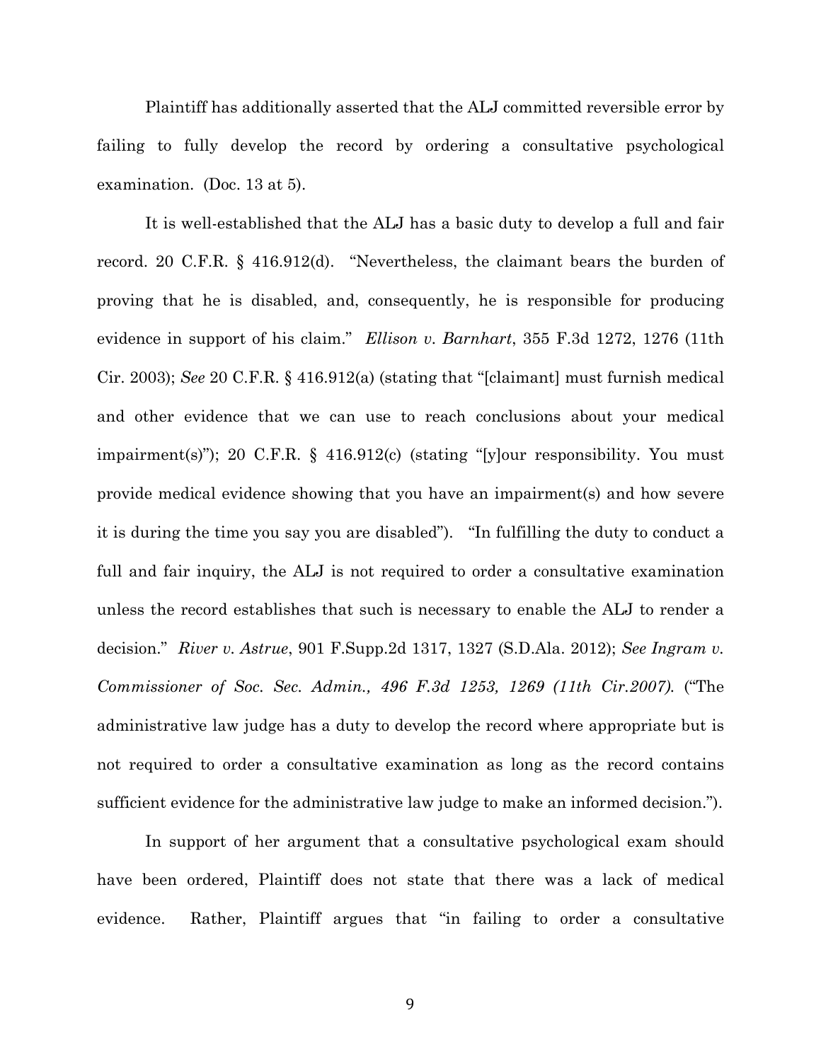Plaintiff has additionally asserted that the ALJ committed reversible error by failing to fully develop the record by ordering a consultative psychological examination. (Doc. 13 at 5).

It is well-established that the ALJ has a basic duty to develop a full and fair record. 20 C.F.R. § 416.912(d). "Nevertheless, the claimant bears the burden of proving that he is disabled, and, consequently, he is responsible for producing evidence in support of his claim." *Ellison v. Barnhart*, 355 F.3d 1272, 1276 (11th Cir. 2003); *See* 20 C.F.R. § 416.912(a) (stating that "[claimant] must furnish medical and other evidence that we can use to reach conclusions about your medical impairment(s)"); 20 C.F.R. § 416.912(c) (stating "[y]our responsibility. You must provide medical evidence showing that you have an impairment(s) and how severe it is during the time you say you are disabled"). "In fulfilling the duty to conduct a full and fair inquiry, the ALJ is not required to order a consultative examination unless the record establishes that such is necessary to enable the ALJ to render a decision." *River v. Astrue*, 901 F.Supp.2d 1317, 1327 (S.D.Ala. 2012); *See Ingram v. Commissioner of Soc. Sec. Admin., 496 F.3d 1253, 1269 (11th Cir.2007).* ("The administrative law judge has a duty to develop the record where appropriate but is not required to order a consultative examination as long as the record contains sufficient evidence for the administrative law judge to make an informed decision.").

In support of her argument that a consultative psychological exam should have been ordered, Plaintiff does not state that there was a lack of medical evidence. Rather, Plaintiff argues that "in failing to order a consultative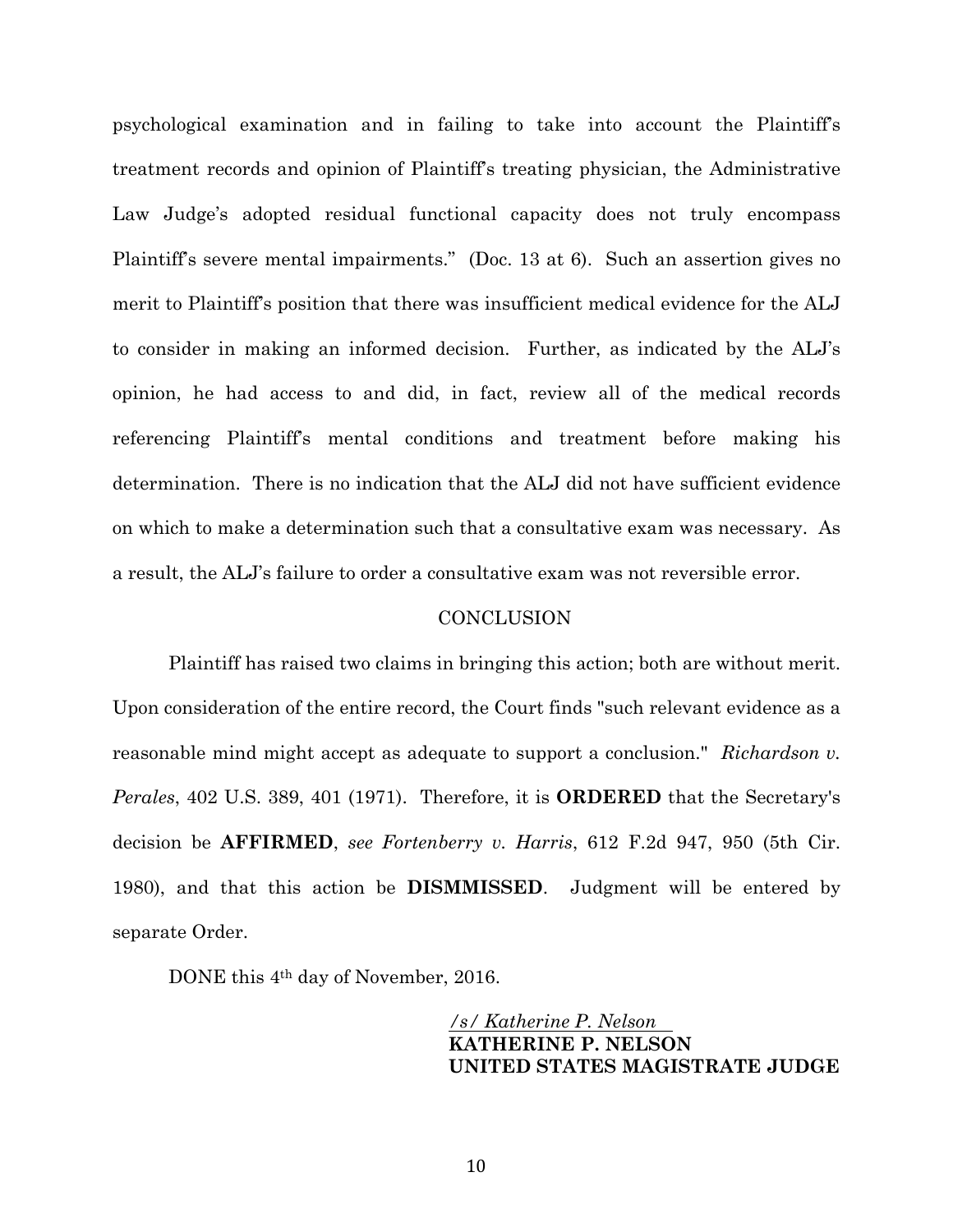psychological examination and in failing to take into account the Plaintiff's treatment records and opinion of Plaintiff's treating physician, the Administrative Law Judge's adopted residual functional capacity does not truly encompass Plaintiff's severe mental impairments." (Doc. 13 at 6). Such an assertion gives no merit to Plaintiff's position that there was insufficient medical evidence for the ALJ to consider in making an informed decision. Further, as indicated by the ALJ's opinion, he had access to and did, in fact, review all of the medical records referencing Plaintiff's mental conditions and treatment before making his determination. There is no indication that the ALJ did not have sufficient evidence on which to make a determination such that a consultative exam was necessary. As a result, the ALJ's failure to order a consultative exam was not reversible error.

## CONCLUSION

Plaintiff has raised two claims in bringing this action; both are without merit. Upon consideration of the entire record, the Court finds "such relevant evidence as a reasonable mind might accept as adequate to support a conclusion." *Richardson v. Perales*, 402 U.S. 389, 401 (1971). Therefore, it is **ORDERED** that the Secretary's decision be **AFFIRMED**, *see Fortenberry v. Harris*, 612 F.2d 947, 950 (5th Cir. 1980), and that this action be **DISMMISSED**. Judgment will be entered by separate Order.

DONE this 4th day of November, 2016.

*/s/ Katherine P. Nelson*
**KATHERINE P. NELSON**
**UNITED STATES MAGISTRATE JUDGE**